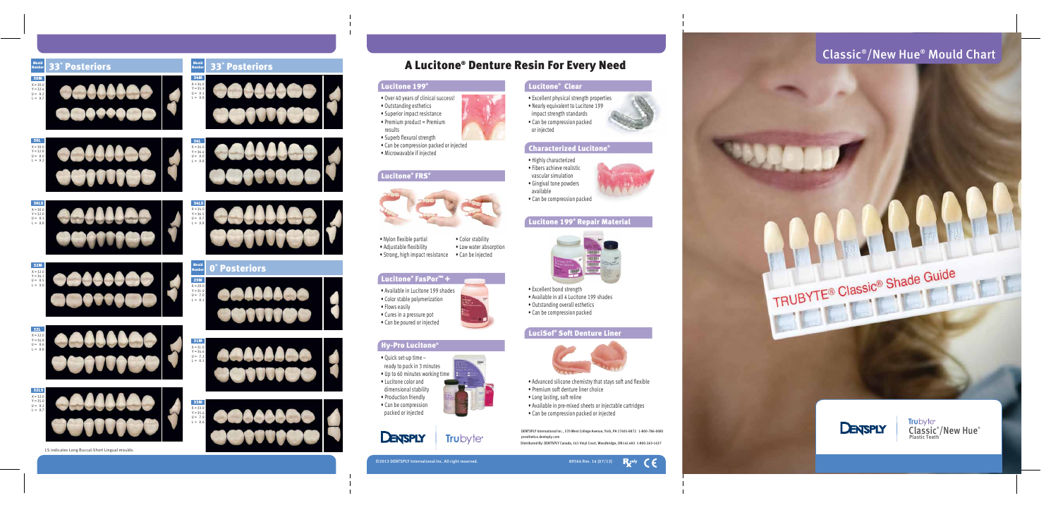## 33° Posteriors

| Mould Number | X | Y | U | L |
|---|---|---|---|---|
| 30M | 30.0 | 32.6 | 8.2 | 8.7 |
| 30L | 30.0 | 32.8 | 8.0 | 9.2 |
| 30LS | 30.0 | 32.0 | 8.1 | 8.8 |
| 32M | 32.0 | 34.3 | 8.5 | 9.0 |
| 32L | 32.0 | 34.6 | 8.6 | 8.8 |
| 32LS | 32.0 | 35.0 | 8.2 | 8.7 |

## 33° Posteriors

| Mould Number | X | Y | U | L |
|---|---|---|---|---|
| 34M | 34.0 | 35.9 | 9.1 | 9.8 |
| 34L | 34.0 | 36.4 | 9.0 | 9.8 |
| 34LS | 34.0 | 36.5 | 8.7 | 9.8 |

## 0° Posteriors

| Mould Number | X | Y | U | L |
|---|---|---|---|---|
| 29M | 29.0 | 31.6 | 7.0 | 8.1 |
| 31M | 31.0 | 34.6 | 7.2 | 8.1 |
| 33M | 33.0 | 35.4 | 7.9 | 8.6 |

LS indicates Long Buccal-Short Lingual moulds.

# A Lucitone® Denture Resin For Every Need

## Lucitone 199®

- Over 40 years of clinical success!
- Outstanding esthetics
- Superior impact resistance
- Premium product = Premium results
- Superb flexural strength
- Can be compression packed or injected
- Microwavable if injected

## Lucitone® FRS®

- Nylon flexible partial
- Adjustable flexibility
- Strong, high impact resistance
- Color stability
- Low water absorption
- Can be injected

## Lucitone® FasPor™ +

- Available in Lucitone 199 shades
- Color stable polymerization
- Flows easily
- Cures in a pressure pot
- Can be poured or injected

## Hy-Pro Lucitone®

- Quick set-up time – ready to pack in 3 minutes
- Up to 60 minutes working time
- Lucitone color and dimensional stability
- Production friendly
- Can be compression packed or injected

## Lucitone® Clear

- Excellent physical strength properties
- Nearly equivalent to Lucitone 199 impact strength standards
- Can be compression packed or injected

## Characterized Lucitone®

- Highly characterized
- Fibers achieve realistic vascular simulation
- Gingival tone powders available
- Can be compression packed

## Lucitone 199® Repair Material

- Excellent bond strength
- Available in all 4 Lucitone 199 shades
- Outstanding overall esthetics
- Can be compression packed

## LuciSof® Soft Denture Liner

- Advanced silicone chemistry that stays soft and flexible
- Premium soft denture liner choice
- Long lasting, soft reline
- Available in pre-mixed sheets or injectable cartridges
- Can be compression packed or injected

DENTSPLY Trubyte

DENTSPLY International Inc., 570 West College Avenue, York, PA 17405-0872 1-800-786-0085 prosthetics.dentsply.com

Distributed By: DENTSPLY Canada, 161 Vinyl Court, Woodbridge, ON L4L 4A3 1-800-263-1437

©2013 DENTSPLY International Inc. All right reserved.

89564 Rev. 14 (07/13)

# Classic®/New Hue® Mould Chart

TRUBYTE® Classic® Shade Guide

DENTSPLY

Trubyte Classic®/New Hue® Plastic Teeth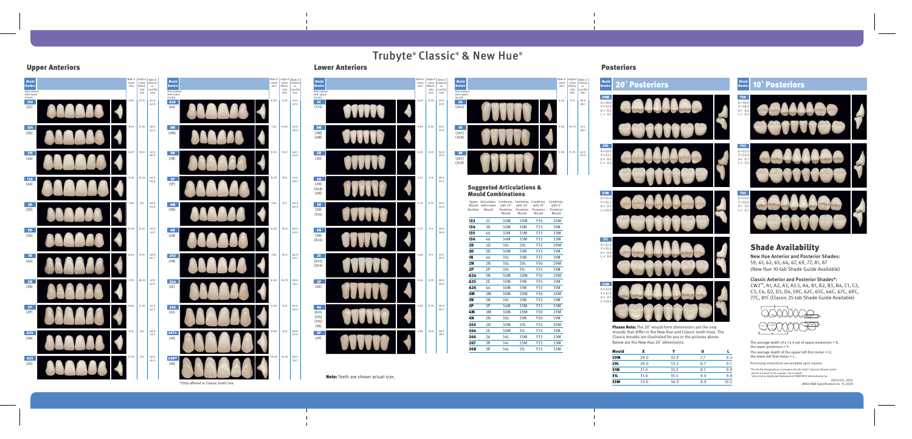# Trubyte® Classic® & New Hue®

## Upper Anteriors

| Mould Number / Articulation with lower mould | Width of Central (mm) | Length of Central Without Collar (mm) | Width of 6 Anteriors on Curve/Flat (mm) |
|---|---|---|---|
| 133 (2C) | 7.65 | 8.75 | 45.0 / 42.0 |
| 134 (3D) | 8.15 | 9.25 | 48.5 / 44.2 |
| 135 (4G) | 8.87 | 10.0 | 52.5 / 48.0 |
| 136 (4G) | 9.25 | 10.25 | 54.5 / 50.6 |
| 2D (2D) | 7.85 | 9.5 | 48.0 / 43.0 |
| 3D (3D) | 8.20 | 9.25 | 49.0 / 44.1 |
| 1N (4G) | 8.60 | 9.75 | 49.0 / 44.7 |
| 2N (2N) | 7.70 | 10.25 | 47.0 / 42.5 |
| 2P (2P) | 8.65 | 11.25 | 52.0 / 46.7 |
| A24 (3N) | 8.15 | 9.5 | 49.0 / 43.1 |
| A25 (2E) | 8.70 | 9.5 | 49.5 / 45.3 |

| Mould Number / Articulation with lower mould | Width of Central (mm) | Length of Central Without Collar (mm) | Width of 6 Anteriors on Curve/Flat (mm) |
|---|---|---|---|
| A26 (4G) | 9.20 | 8.75 | 52.5 / 47.2 |
| 3M (3M) | 7.22 | 9.00 | 45.0 / 39.9 |
| 3N (3N) | 8.25 | 10.0 | 49.5 / 45.0 |
| 3P (3P) | 8.70 | 10.5 | 52.5 / 48.5 |
| 4M (3N) | 7.65 | 9.5 | 46.0 / 40.0 |
| 4N (2N) | 8.60 | 10.0 | 49.0 / 43.9 |
| 263 (2N) | 7.65 | 10.0 | 46.0 / 42.2 |
| 264 (2E) | 8.30 | 10.75 | 50.0 / 46.1 |
| 266 (2G) | 9.20 | 12.0 | 55.0 / 49.9 |
| 267* (3R) | 9.65 | 13.0 | 58.0 / 52.6 |
| 268* (3R) | 10.20 | 13.25 | 60.5 / 55.1 |

*Only offered in Classic tooth line.

## Lower Anteriors

| Mould Number / Articulation with upper mould | Width of Central (mm) | Length of Central Without Collar (mm) | Width of 6 Anteriors on Curve/Flat (mm) |
|---|---|---|---|
| 2C (133) | 4.60 | 8.25 | 33.5 / 31.9 |
| 3M (3M) (4M) | 4.85 | 8.25 | 33.5 / 31.9 |
| 2D (2D) | 5.05 | 9.25 | 34.0 / 32.5 |
| 2N (2N) (263) (4N) | 5.12 | 9.0 | 35.0 / 33.1 |
| 3D (3D) (134) | 5.75 | 8.75 | 36.5 / 34.0 |
| 3N (3N) (A24) | 5.75 | 9.5 | 36.5 / 34.6 |
| 2E (A25) (264) | 5.60 | 9.5 | 37.5 / 35.5 |
| 2P (2P) | 5.55 | 9.75 | 38.5 / 35.9 |
| 4G (A26) (135) (136) (1N) | 5.65 | 8.75 | 39.0 / 36.7 |
| 3P (3P) | 5.85 | 10.0 | 39.5 / 38.1 |

| Mould Number / Articulation with upper mould | Width of Central (mm) | Length of Central Without Collar (mm) | Width of 6 Anteriors on Curve/Flat (mm) |
|---|---|---|---|
| 2G (266) | 5.65 | 11.5 | 39.5 / 38.1 |
| 1R (267) (268) | 5.90 | 10.75 | 41.5 / 38.1 |
| 3R (267) (268) | 5.90 | 11.75 | 42.5 / 40.5 |

### Suggested Articulations & Mould Combinations

| Upper Mould Number | Articulates with Lower Mould | Combines with 33° Posterior Mould | Combines with 20° Posterior Mould | Combines with 10° Posterior Mould | Combines with 0° Posterior Mould |
|---|---|---|---|---|---|
| 133 | 2C | 30M | 29M | F30 | 29M |
| 134 | 3D | 30M | 31M | F33 | 31M |
| 135 | 4G | 32M | 33M | F33 | 33M |
| 136 | 4G | 34M | 33M | F33 | 33M |
| 2D | 2D | 30L | 29L | F32 | 29M |
| 3D | 3D | 30M | 31M | F33 | 31M |
| 1N | 4G | 30L | 31M | F32 | 31M |
| 2N | 2N | 30L | 29L | F30 | 29M |
| 2P | 2P | 30L | 31L | F33 | 31M |
| A24 | 3N | 30M | 29M | F30 | 29M |
| A25 | 2E | 30M | 31M | F33 | 31M |
| A26 | 4G | 30M | 31M | F33 | 31M |
| 3M | 3M | 30M | 29M | F30 | 29M |
| 3N | 3N | 30L | 31M | F32 | 31M |
| 3P | 3P | 34M | 33M | F33 | 33M |
| 4M | 3M | 30M | 29M | F30 | 29M |
| 4N | 2N | 30L | 31M | F30 | 31M |
| 263 | 2N | 30M | 29L | F32 | 29M |
| 264 | 2E | 30M | 31L | F33 | 31M |
| 266 | 2G | 34L | 33M | F33 | 33M |
| 267 | 3R | 34L | 33M | F33 | 33M |
| 268 | 3R | 34L | 31L | F33 | 33M |

**Note:** Teeth are shown actual size.

## Posteriors

### 20° Posteriors

29M: X = 29.0, Y = 32.9, U = 8.5, L = 9.3

29L: X = 29.0, Y = 33.1, U = 8.6, L = 9.6

31M: X = 31.0, Y = 35.2, U = 9.1, L = 10.0

31L: X = 31.0, Y = 35.5, U = 8.9, L = 9.8

33M: X = 33.0, Y = 37.4, U = 9.3, L = 10.6

**Please Note:** The 20° mould form dimensions are the only moulds that differ in the New Hue and Classic tooth lines. The Classic moulds are illustrated for you in the pictures above. Below are the New Hue 20° dimensions.

| Mould | X | Y | U | L |
|---|---|---|---|---|
| 29M | 29.0 | 32.9 | 7.7 | 9.2 |
| 29L | 29.0 | 33.2 | 8.7 | 9.1 |
| 31M | 31.0 | 35.2 | 8.1 | 9.9 |
| 31L | 31.0 | 35.5 | 9.0 | 9.8 |
| 33M | 33.0 | 36.9 | 8.9 | 10.2 |

### 10° Posteriors

F30: X = 30.0, Y = 34.0, U = 8.6, L = 9.3

F32: X = 32.0, Y = 33.6, U = 8.7, L = 9.3

F33: X = 33.0, Y = 35.0, U = 9.5, L = 9.7

## Shade Availability

New Hue Anterior and Posterior Shades:
59, 61, 62, 65, 66, 67, 69, 77, 81, 87
(New Hue 10-tab Shade Guide Available)

Classic Anterior and Posterior Shades*:
CW2™, A1, A2, A3, A3.5, A4, B1, B2, B3, B4, C1, C2, C3, C4, D2, D3, D4, 59C, 62C, 65C, 66C, 67C, 69C, 77C, 81C (Classic 25-tab Shade Guide Available)

X U L Y

The average width of a 1 x 4 set of upper posteriors = X; the lower posteriors = Y.

The average depth of the upper left first molar = U; the lower left first molar = L.

Processing instructions are available upon request.

*The A1-D4 designations correspond to the Vita® Classical Shade Guide which is meant to be a guide, not a match. Vita is not a registered trademark of DENTSPLY International Inc.

ISO22112: 2005
ANSI/ADA Specification no. 15-2008